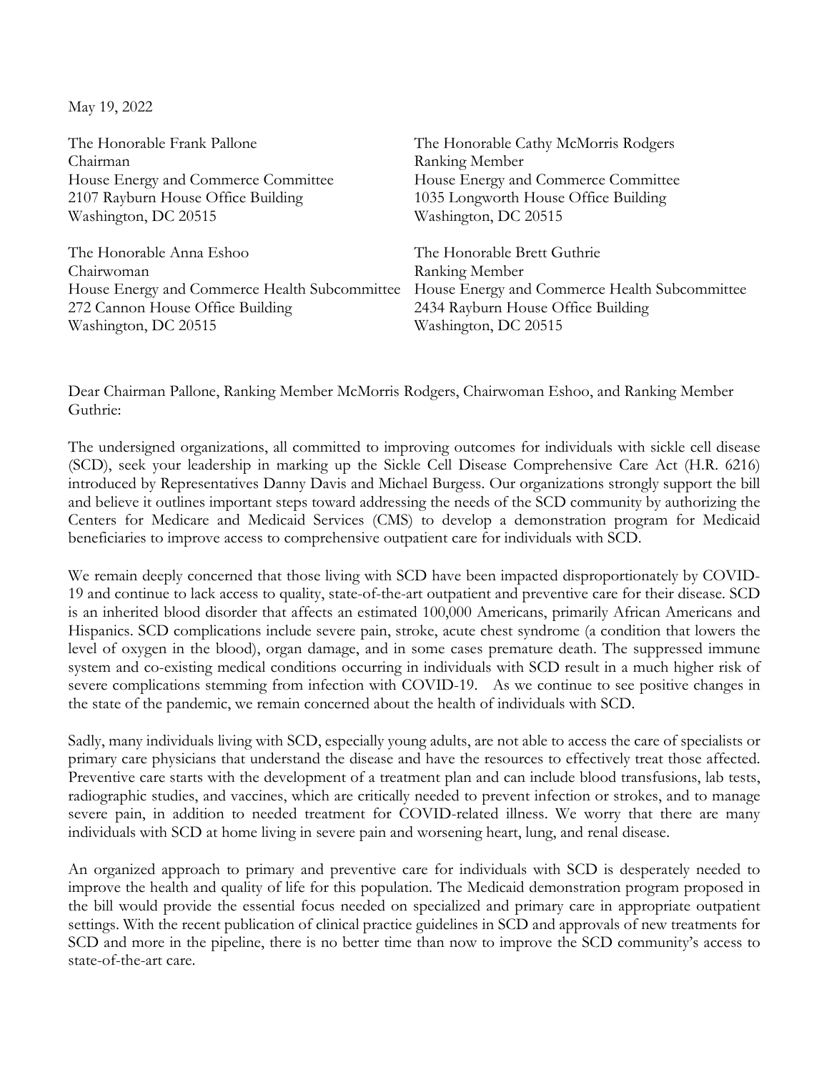May 19, 2022

The Honorable Frank Pallone
Chairman
House Energy and Commerce Committee
2107 Rayburn House Office Building
Washington, DC 20515

The Honorable Cathy McMorris Rodgers
Ranking Member
House Energy and Commerce Committee
1035 Longworth House Office Building
Washington, DC 20515

The Honorable Anna Eshoo
Chairwoman
House Energy and Commerce Health Subcommittee
272 Cannon House Office Building
Washington, DC 20515

The Honorable Brett Guthrie
Ranking Member
House Energy and Commerce Health Subcommittee
2434 Rayburn House Office Building
Washington, DC 20515

Dear Chairman Pallone, Ranking Member McMorris Rodgers, Chairwoman Eshoo, and Ranking Member Guthrie:

The undersigned organizations, all committed to improving outcomes for individuals with sickle cell disease (SCD), seek your leadership in marking up the Sickle Cell Disease Comprehensive Care Act (H.R. 6216) introduced by Representatives Danny Davis and Michael Burgess. Our organizations strongly support the bill and believe it outlines important steps toward addressing the needs of the SCD community by authorizing the Centers for Medicare and Medicaid Services (CMS) to develop a demonstration program for Medicaid beneficiaries to improve access to comprehensive outpatient care for individuals with SCD.

We remain deeply concerned that those living with SCD have been impacted disproportionately by COVID-19 and continue to lack access to quality, state-of-the-art outpatient and preventive care for their disease. SCD is an inherited blood disorder that affects an estimated 100,000 Americans, primarily African Americans and Hispanics. SCD complications include severe pain, stroke, acute chest syndrome (a condition that lowers the level of oxygen in the blood), organ damage, and in some cases premature death. The suppressed immune system and co-existing medical conditions occurring in individuals with SCD result in a much higher risk of severe complications stemming from infection with COVID-19. As we continue to see positive changes in the state of the pandemic, we remain concerned about the health of individuals with SCD.

Sadly, many individuals living with SCD, especially young adults, are not able to access the care of specialists or primary care physicians that understand the disease and have the resources to effectively treat those affected. Preventive care starts with the development of a treatment plan and can include blood transfusions, lab tests, radiographic studies, and vaccines, which are critically needed to prevent infection or strokes, and to manage severe pain, in addition to needed treatment for COVID-related illness. We worry that there are many individuals with SCD at home living in severe pain and worsening heart, lung, and renal disease.

An organized approach to primary and preventive care for individuals with SCD is desperately needed to improve the health and quality of life for this population. The Medicaid demonstration program proposed in the bill would provide the essential focus needed on specialized and primary care in appropriate outpatient settings. With the recent publication of clinical practice guidelines in SCD and approvals of new treatments for SCD and more in the pipeline, there is no better time than now to improve the SCD community's access to state-of-the-art care.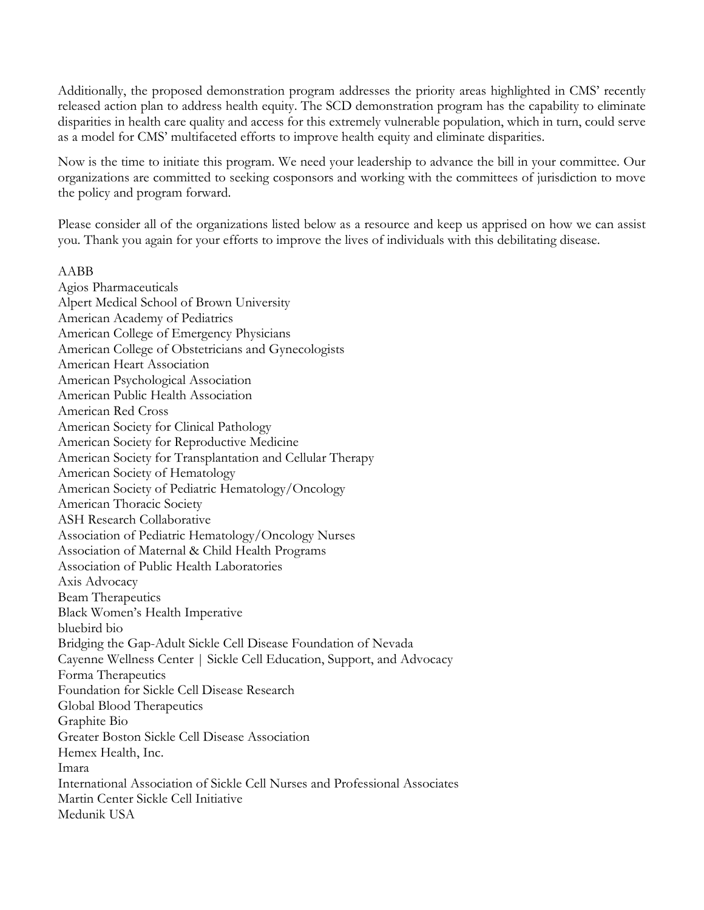Additionally, the proposed demonstration program addresses the priority areas highlighted in CMS' recently released action plan to address health equity. The SCD demonstration program has the capability to eliminate disparities in health care quality and access for this extremely vulnerable population, which in turn, could serve as a model for CMS' multifaceted efforts to improve health equity and eliminate disparities.

Now is the time to initiate this program. We need your leadership to advance the bill in your committee. Our organizations are committed to seeking cosponsors and working with the committees of jurisdiction to move the policy and program forward.

Please consider all of the organizations listed below as a resource and keep us apprised on how we can assist you. Thank you again for your efforts to improve the lives of individuals with this debilitating disease.

AABB
Agios Pharmaceuticals
Alpert Medical School of Brown University
American Academy of Pediatrics
American College of Emergency Physicians
American College of Obstetricians and Gynecologists
American Heart Association
American Psychological Association
American Public Health Association
American Red Cross
American Society for Clinical Pathology
American Society for Reproductive Medicine
American Society for Transplantation and Cellular Therapy
American Society of Hematology
American Society of Pediatric Hematology/Oncology
American Thoracic Society
ASH Research Collaborative
Association of Pediatric Hematology/Oncology Nurses
Association of Maternal & Child Health Programs
Association of Public Health Laboratories
Axis Advocacy
Beam Therapeutics
Black Women's Health Imperative
bluebird bio
Bridging the Gap-Adult Sickle Cell Disease Foundation of Nevada
Cayenne Wellness Center | Sickle Cell Education, Support, and Advocacy
Forma Therapeutics
Foundation for Sickle Cell Disease Research
Global Blood Therapeutics
Graphite Bio
Greater Boston Sickle Cell Disease Association
Hemex Health, Inc.
Imara
International Association of Sickle Cell Nurses and Professional Associates
Martin Center Sickle Cell Initiative
Medunik USA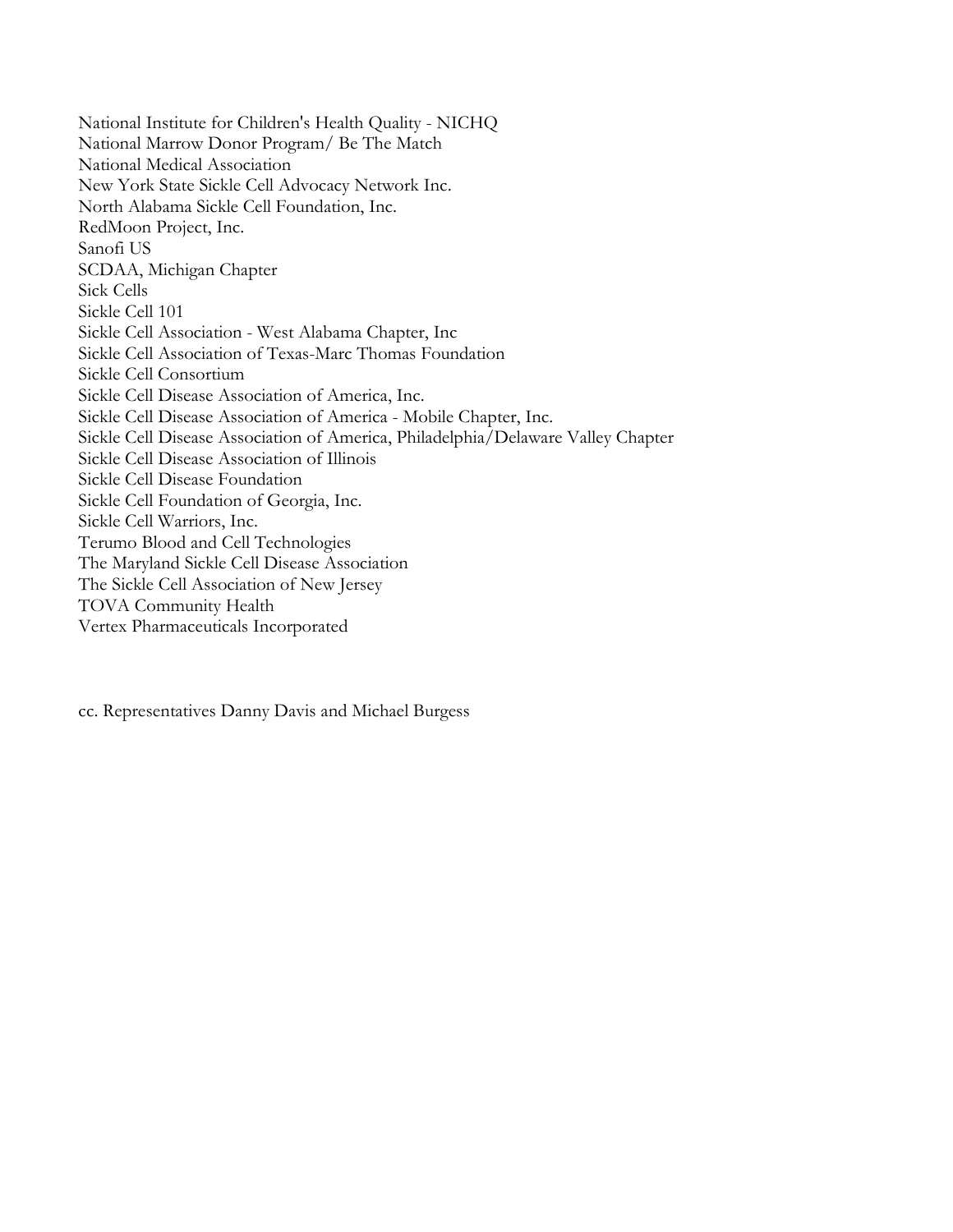National Institute for Children's Health Quality - NICHQ
National Marrow Donor Program/ Be The Match
National Medical Association
New York State Sickle Cell Advocacy Network Inc.
North Alabama Sickle Cell Foundation, Inc.
RedMoon Project, Inc.
Sanofi US
SCDAA, Michigan Chapter
Sick Cells
Sickle Cell 101
Sickle Cell Association - West Alabama Chapter, Inc
Sickle Cell Association of Texas-Marc Thomas Foundation
Sickle Cell Consortium
Sickle Cell Disease Association of America, Inc.
Sickle Cell Disease Association of America - Mobile Chapter, Inc.
Sickle Cell Disease Association of America, Philadelphia/Delaware Valley Chapter
Sickle Cell Disease Association of Illinois
Sickle Cell Disease Foundation
Sickle Cell Foundation of Georgia, Inc.
Sickle Cell Warriors, Inc.
Terumo Blood and Cell Technologies
The Maryland Sickle Cell Disease Association
The Sickle Cell Association of New Jersey
TOVA Community Health
Vertex Pharmaceuticals Incorporated

cc. Representatives Danny Davis and Michael Burgess